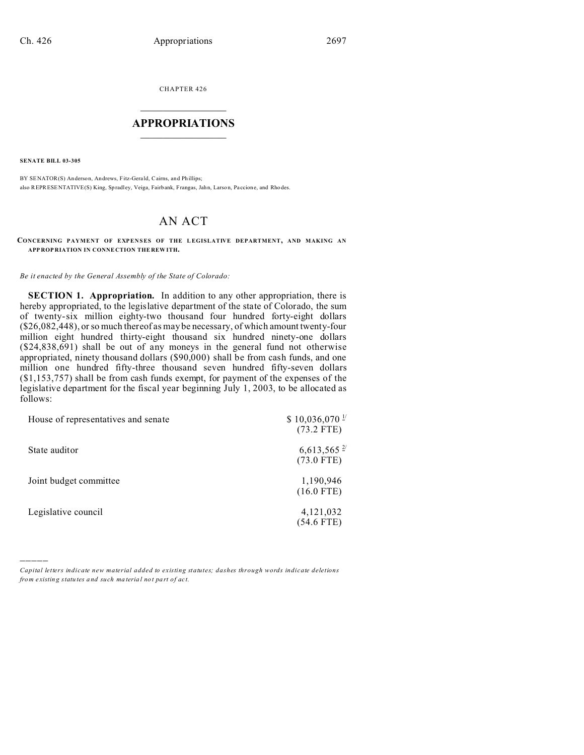CHAPTER 426

# APPROPRIATIONS

**SENATE BILL 03-305**

BY SENATOR(S) Anderson, Andrews, Fitz-Gerald, Cairns, and Phillips;
also REPRESENTATIVE(S) King, Spradley, Veiga, Fairbank, Frangas, Jahn, Larson, Paccione, and Rhodes.

## AN ACT

**CONCERNING PAYMENT OF EXPENSES OF THE LEGISLATIVE DEPARTMENT, AND MAKING AN APPROPRIATION IN CONNECTION THEREWITH.**

*Be it enacted by the General Assembly of the State of Colorado:*

**SECTION 1. Appropriation.** In addition to any other appropriation, there is hereby appropriated, to the legislative department of the state of Colorado, the sum of twenty-six million eighty-two thousand four hundred forty-eight dollars ($26,082,448), or so much thereof as may be necessary, of which amount twenty-four million eight hundred thirty-eight thousand six hundred ninety-one dollars ($24,838,691) shall be out of any moneys in the general fund not otherwise appropriated, ninety thousand dollars ($90,000) shall be from cash funds, and one million one hundred fifty-three thousand seven hundred fifty-seven dollars ($1,153,757) shall be from cash funds exempt, for payment of the expenses of the legislative department for the fiscal year beginning July 1, 2003, to be allocated as follows:

| | |
|---|---|
| House of representatives and senate | $ 10,036,070 [1/] (73.2 FTE) |
| State auditor | 6,613,565 [2/] (73.0 FTE) |
| Joint budget committee | 1,190,946 (16.0 FTE) |
| Legislative council | 4,121,032 (54.6 FTE) |

*Capital letters indicate new material added to existing statutes; dashes through words indicate deletions from existing statutes and such material not part of act.*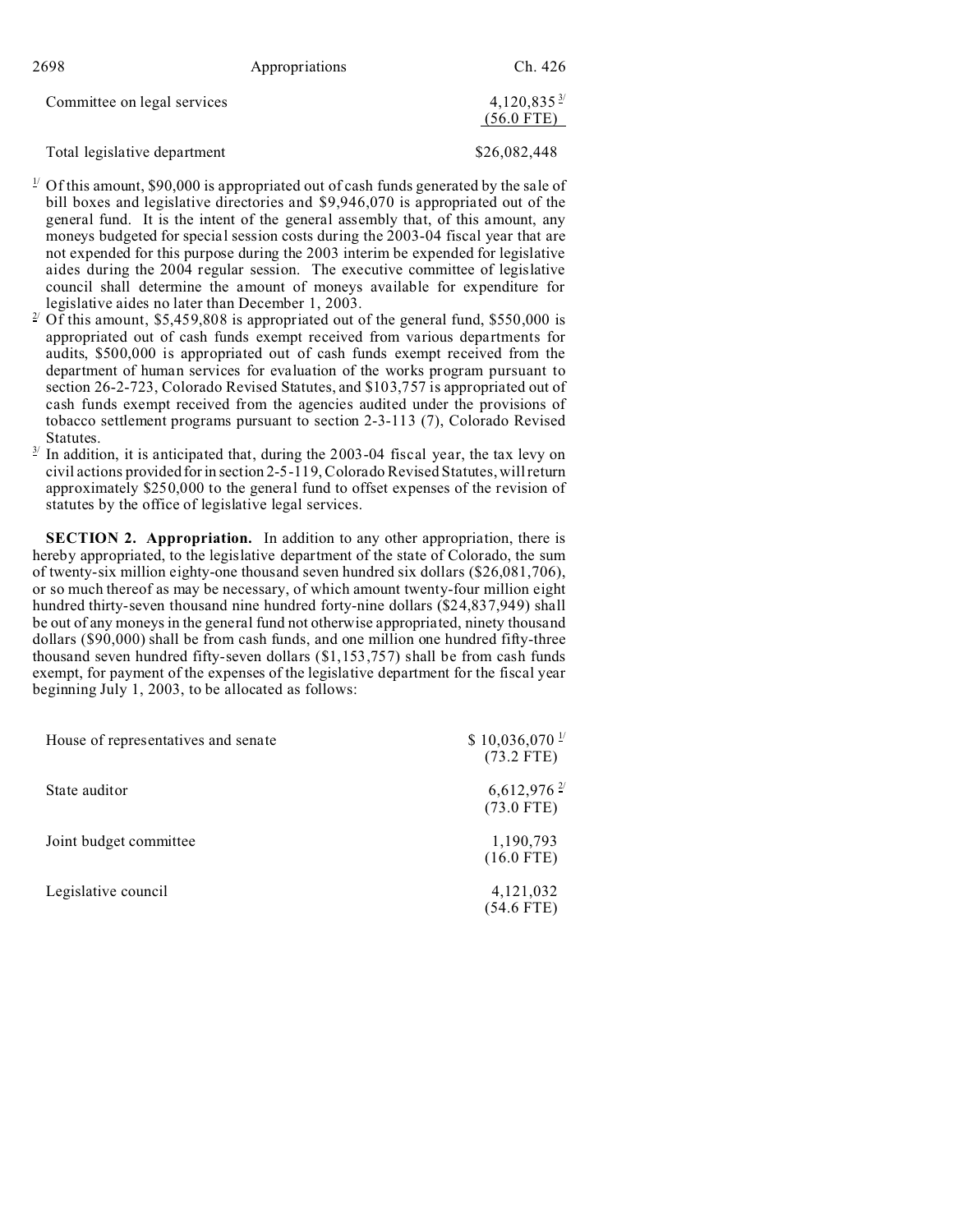| | |
|---|---|
| Committee on legal services | 4,120,835 [3/] |
| | (56.0 FTE) |
| Total legislative department | $26,082,448 |

[1/] Of this amount, $90,000 is appropriated out of cash funds generated by the sale of bill boxes and legislative directories and $9,946,070 is appropriated out of the general fund. It is the intent of the general assembly that, of this amount, any moneys budgeted for special session costs during the 2003-04 fiscal year that are not expended for this purpose during the 2003 interim be expended for legislative aides during the 2004 regular session. The executive committee of legislative council shall determine the amount of moneys available for expenditure for legislative aides no later than December 1, 2003.

[2/] Of this amount, $5,459,808 is appropriated out of the general fund, $550,000 is appropriated out of cash funds exempt received from various departments for audits, $500,000 is appropriated out of cash funds exempt received from the department of human services for evaluation of the works program pursuant to section 26-2-723, Colorado Revised Statutes, and $103,757 is appropriated out of cash funds exempt received from the agencies audited under the provisions of tobacco settlement programs pursuant to section 2-3-113 (7), Colorado Revised Statutes.

[3/] In addition, it is anticipated that, during the 2003-04 fiscal year, the tax levy on civil actions provided for in section 2-5-119, Colorado Revised Statutes, will return approximately $250,000 to the general fund to offset expenses of the revision of statutes by the office of legislative legal services.

**SECTION 2. Appropriation.** In addition to any other appropriation, there is hereby appropriated, to the legislative department of the state of Colorado, the sum of twenty-six million eighty-one thousand seven hundred six dollars ($26,081,706), or so much thereof as may be necessary, of which amount twenty-four million eight hundred thirty-seven thousand nine hundred forty-nine dollars ($24,837,949) shall be out of any moneys in the general fund not otherwise appropriated, ninety thousand dollars ($90,000) shall be from cash funds, and one million one hundred fifty-three thousand seven hundred fifty-seven dollars ($1,153,757) shall be from cash funds exempt, for payment of the expenses of the legislative department for the fiscal year beginning July 1, 2003, to be allocated as follows:

| | |
|---|---|
| House of representatives and senate | $ 10,036,070 [1/] |
| | (73.2 FTE) |
| State auditor | 6,612,976 [2/] |
| | (73.0 FTE) |
| Joint budget committee | 1,190,793 |
| | (16.0 FTE) |
| Legislative council | 4,121,032 |
| | (54.6 FTE) |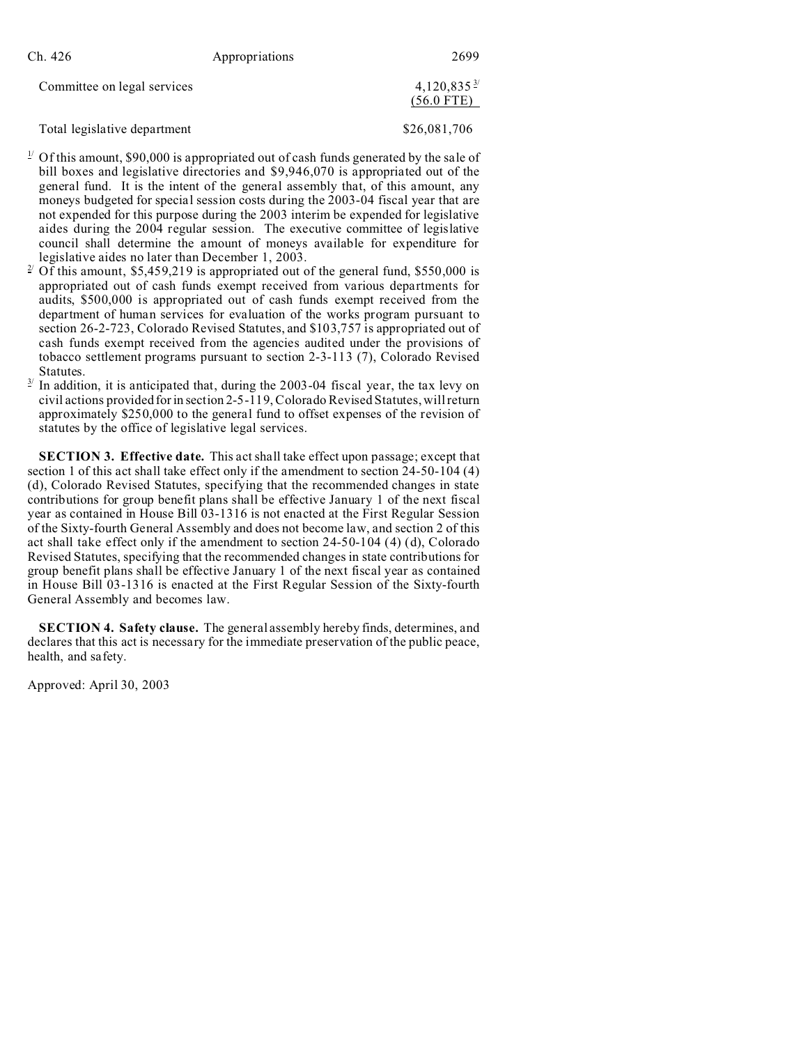| | |
|---|---|
| Committee on legal services | 4,120,835[3/] (56.0 FTE) |
| Total legislative department | $26,081,706 |

[1/] Of this amount, $90,000 is appropriated out of cash funds generated by the sale of bill boxes and legislative directories and $9,946,070 is appropriated out of the general fund. It is the intent of the general assembly that, of this amount, any moneys budgeted for special session costs during the 2003-04 fiscal year that are not expended for this purpose during the 2003 interim be expended for legislative aides during the 2004 regular session. The executive committee of legislative council shall determine the amount of moneys available for expenditure for legislative aides no later than December 1, 2003.

[2/] Of this amount, $5,459,219 is appropriated out of the general fund, $550,000 is appropriated out of cash funds exempt received from various departments for audits, $500,000 is appropriated out of cash funds exempt received from the department of human services for evaluation of the works program pursuant to section 26-2-723, Colorado Revised Statutes, and $103,757 is appropriated out of cash funds exempt received from the agencies audited under the provisions of tobacco settlement programs pursuant to section 2-3-113 (7), Colorado Revised Statutes.

[3/] In addition, it is anticipated that, during the 2003-04 fiscal year, the tax levy on civil actions provided for in section 2-5-119, Colorado Revised Statutes, will return approximately $250,000 to the general fund to offset expenses of the revision of statutes by the office of legislative legal services.

**SECTION 3. Effective date.** This act shall take effect upon passage; except that section 1 of this act shall take effect only if the amendment to section 24-50-104 (4) (d), Colorado Revised Statutes, specifying that the recommended changes in state contributions for group benefit plans shall be effective January 1 of the next fiscal year as contained in House Bill 03-1316 is not enacted at the First Regular Session of the Sixty-fourth General Assembly and does not become law, and section 2 of this act shall take effect only if the amendment to section 24-50-104 (4) (d), Colorado Revised Statutes, specifying that the recommended changes in state contributions for group benefit plans shall be effective January 1 of the next fiscal year as contained in House Bill 03-1316 is enacted at the First Regular Session of the Sixty-fourth General Assembly and becomes law.

**SECTION 4. Safety clause.** The general assembly hereby finds, determines, and declares that this act is necessary for the immediate preservation of the public peace, health, and safety.

Approved: April 30, 2003